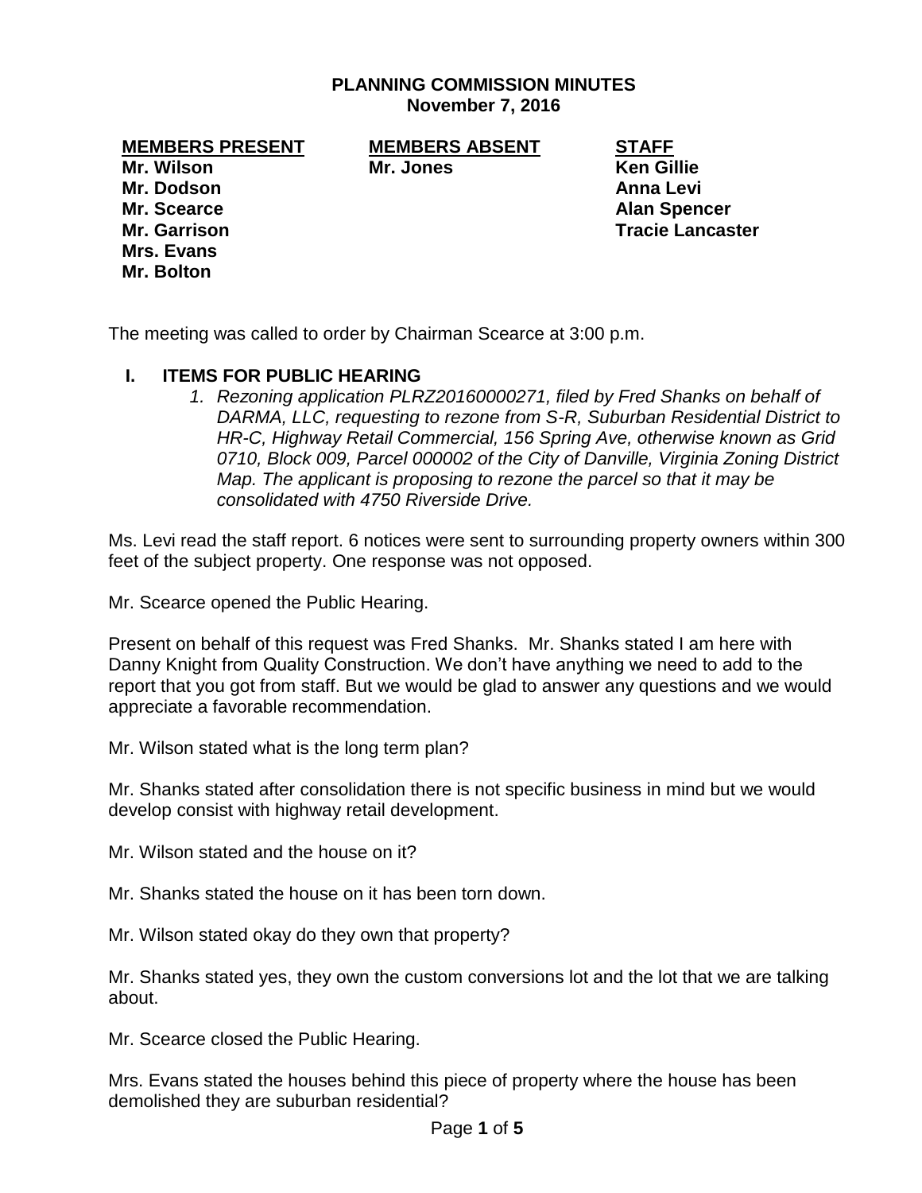# PLANNING COMMISSION MINUTES
## November 7, 2016

| MEMBERS PRESENT | MEMBERS ABSENT | STAFF |
|---|---|---|
| Mr. Wilson | Mr. Jones | Ken Gillie |
| Mr. Dodson | | Anna Levi |
| Mr. Scearce | | Alan Spencer |
| Mr. Garrison | | Tracie Lancaster |
| Mrs. Evans | | |
| Mr. Bolton | | |

The meeting was called to order by Chairman Scearce at 3:00 p.m.

## I. ITEMS FOR PUBLIC HEARING

1. *Rezoning application PLRZ20160000271, filed by Fred Shanks on behalf of DARMA, LLC, requesting to rezone from S-R, Suburban Residential District to HR-C, Highway Retail Commercial, 156 Spring Ave, otherwise known as Grid 0710, Block 009, Parcel 000002 of the City of Danville, Virginia Zoning District Map. The applicant is proposing to rezone the parcel so that it may be consolidated with 4750 Riverside Drive.*

Ms. Levi read the staff report. 6 notices were sent to surrounding property owners within 300 feet of the subject property. One response was not opposed.

Mr. Scearce opened the Public Hearing.

Present on behalf of this request was Fred Shanks. Mr. Shanks stated I am here with Danny Knight from Quality Construction. We don't have anything we need to add to the report that you got from staff. But we would be glad to answer any questions and we would appreciate a favorable recommendation.

Mr. Wilson stated what is the long term plan?

Mr. Shanks stated after consolidation there is not specific business in mind but we would develop consist with highway retail development.

Mr. Wilson stated and the house on it?

Mr. Shanks stated the house on it has been torn down.

Mr. Wilson stated okay do they own that property?

Mr. Shanks stated yes, they own the custom conversions lot and the lot that we are talking about.

Mr. Scearce closed the Public Hearing.

Mrs. Evans stated the houses behind this piece of property where the house has been demolished they are suburban residential?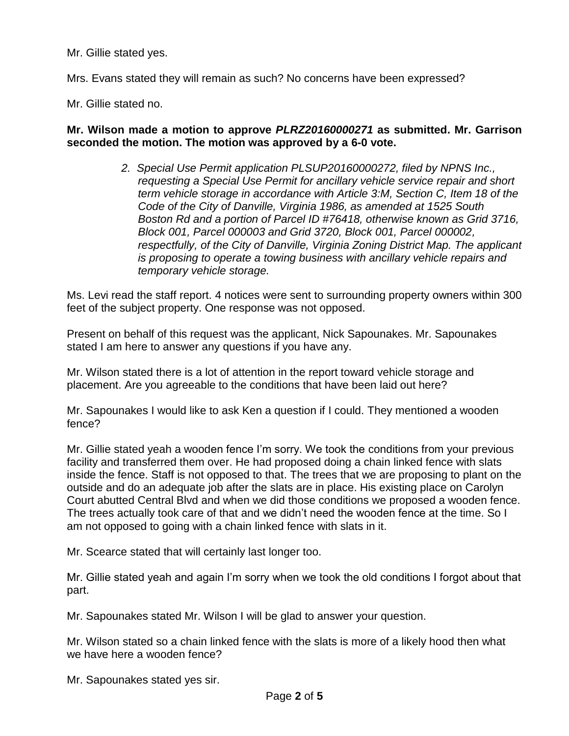Mr. Gillie stated yes.

Mrs. Evans stated they will remain as such? No concerns have been expressed?

Mr. Gillie stated no.

**Mr. Wilson made a motion to approve *PLRZ20160000271* as submitted. Mr. Garrison seconded the motion. The motion was approved by a 6-0 vote.**

> *2. Special Use Permit application PLSUP20160000272, filed by NPNS Inc., requesting a Special Use Permit for ancillary vehicle service repair and short term vehicle storage in accordance with Article 3:M, Section C, Item 18 of the Code of the City of Danville, Virginia 1986, as amended at 1525 South Boston Rd and a portion of Parcel ID #76418, otherwise known as Grid 3716, Block 001, Parcel 000003 and Grid 3720, Block 001, Parcel 000002, respectfully, of the City of Danville, Virginia Zoning District Map. The applicant is proposing to operate a towing business with ancillary vehicle repairs and temporary vehicle storage.*

Ms. Levi read the staff report. 4 notices were sent to surrounding property owners within 300 feet of the subject property. One response was not opposed.

Present on behalf of this request was the applicant, Nick Sapounakes. Mr. Sapounakes stated I am here to answer any questions if you have any.

Mr. Wilson stated there is a lot of attention in the report toward vehicle storage and placement. Are you agreeable to the conditions that have been laid out here?

Mr. Sapounakes I would like to ask Ken a question if I could. They mentioned a wooden fence?

Mr. Gillie stated yeah a wooden fence I'm sorry. We took the conditions from your previous facility and transferred them over. He had proposed doing a chain linked fence with slats inside the fence. Staff is not opposed to that. The trees that we are proposing to plant on the outside and do an adequate job after the slats are in place. His existing place on Carolyn Court abutted Central Blvd and when we did those conditions we proposed a wooden fence. The trees actually took care of that and we didn't need the wooden fence at the time. So I am not opposed to going with a chain linked fence with slats in it.

Mr. Scearce stated that will certainly last longer too.

Mr. Gillie stated yeah and again I'm sorry when we took the old conditions I forgot about that part.

Mr. Sapounakes stated Mr. Wilson I will be glad to answer your question.

Mr. Wilson stated so a chain linked fence with the slats is more of a likely hood then what we have here a wooden fence?

Mr. Sapounakes stated yes sir.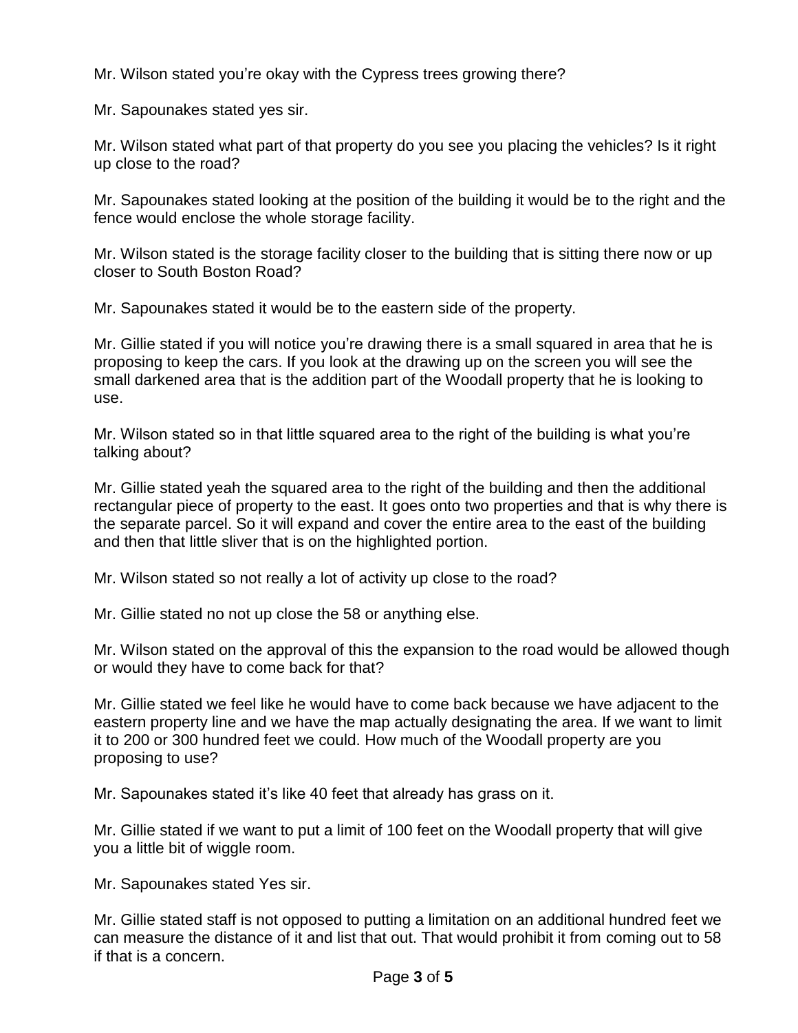Mr. Wilson stated you’re okay with the Cypress trees growing there?

Mr. Sapounakes stated yes sir.

Mr. Wilson stated what part of that property do you see you placing the vehicles? Is it right up close to the road?

Mr. Sapounakes stated looking at the position of the building it would be to the right and the fence would enclose the whole storage facility.

Mr. Wilson stated is the storage facility closer to the building that is sitting there now or up closer to South Boston Road?

Mr. Sapounakes stated it would be to the eastern side of the property.

Mr. Gillie stated if you will notice you’re drawing there is a small squared in area that he is proposing to keep the cars. If you look at the drawing up on the screen you will see the small darkened area that is the addition part of the Woodall property that he is looking to use.

Mr. Wilson stated so in that little squared area to the right of the building is what you’re talking about?

Mr. Gillie stated yeah the squared area to the right of the building and then the additional rectangular piece of property to the east. It goes onto two properties and that is why there is the separate parcel. So it will expand and cover the entire area to the east of the building and then that little sliver that is on the highlighted portion.

Mr. Wilson stated so not really a lot of activity up close to the road?

Mr. Gillie stated no not up close the 58 or anything else.

Mr. Wilson stated on the approval of this the expansion to the road would be allowed though or would they have to come back for that?

Mr. Gillie stated we feel like he would have to come back because we have adjacent to the eastern property line and we have the map actually designating the area. If we want to limit it to 200 or 300 hundred feet we could. How much of the Woodall property are you proposing to use?

Mr. Sapounakes stated it’s like 40 feet that already has grass on it.

Mr. Gillie stated if we want to put a limit of 100 feet on the Woodall property that will give you a little bit of wiggle room.

Mr. Sapounakes stated Yes sir.

Mr. Gillie stated staff is not opposed to putting a limitation on an additional hundred feet we can measure the distance of it and list that out. That would prohibit it from coming out to 58 if that is a concern.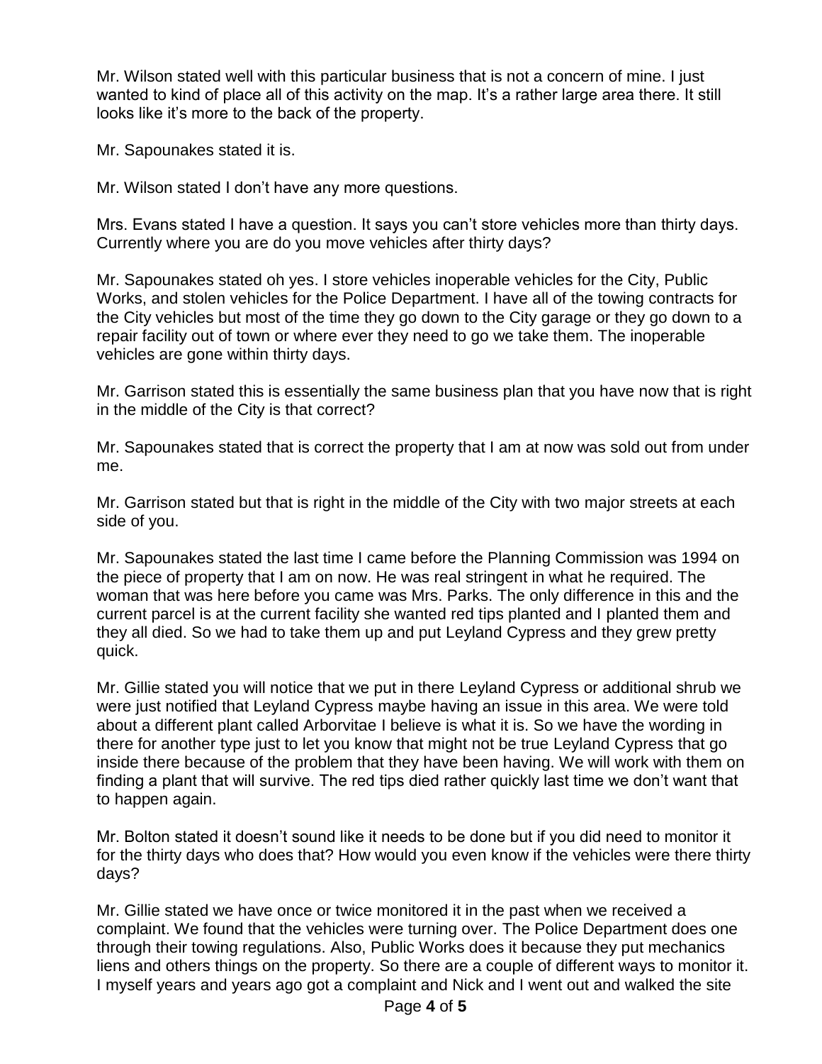Mr. Wilson stated well with this particular business that is not a concern of mine. I just wanted to kind of place all of this activity on the map. It's a rather large area there. It still looks like it's more to the back of the property.

Mr. Sapounakes stated it is.

Mr. Wilson stated I don't have any more questions.

Mrs. Evans stated I have a question. It says you can't store vehicles more than thirty days. Currently where you are do you move vehicles after thirty days?

Mr. Sapounakes stated oh yes. I store vehicles inoperable vehicles for the City, Public Works, and stolen vehicles for the Police Department. I have all of the towing contracts for the City vehicles but most of the time they go down to the City garage or they go down to a repair facility out of town or where ever they need to go we take them. The inoperable vehicles are gone within thirty days.

Mr. Garrison stated this is essentially the same business plan that you have now that is right in the middle of the City is that correct?

Mr. Sapounakes stated that is correct the property that I am at now was sold out from under me.

Mr. Garrison stated but that is right in the middle of the City with two major streets at each side of you.

Mr. Sapounakes stated the last time I came before the Planning Commission was 1994 on the piece of property that I am on now. He was real stringent in what he required. The woman that was here before you came was Mrs. Parks. The only difference in this and the current parcel is at the current facility she wanted red tips planted and I planted them and they all died. So we had to take them up and put Leyland Cypress and they grew pretty quick.

Mr. Gillie stated you will notice that we put in there Leyland Cypress or additional shrub we were just notified that Leyland Cypress maybe having an issue in this area. We were told about a different plant called Arborvitae I believe is what it is. So we have the wording in there for another type just to let you know that might not be true Leyland Cypress that go inside there because of the problem that they have been having. We will work with them on finding a plant that will survive. The red tips died rather quickly last time we don't want that to happen again.

Mr. Bolton stated it doesn't sound like it needs to be done but if you did need to monitor it for the thirty days who does that? How would you even know if the vehicles were there thirty days?

Mr. Gillie stated we have once or twice monitored it in the past when we received a complaint. We found that the vehicles were turning over. The Police Department does one through their towing regulations. Also, Public Works does it because they put mechanics liens and others things on the property. So there are a couple of different ways to monitor it. I myself years and years ago got a complaint and Nick and I went out and walked the site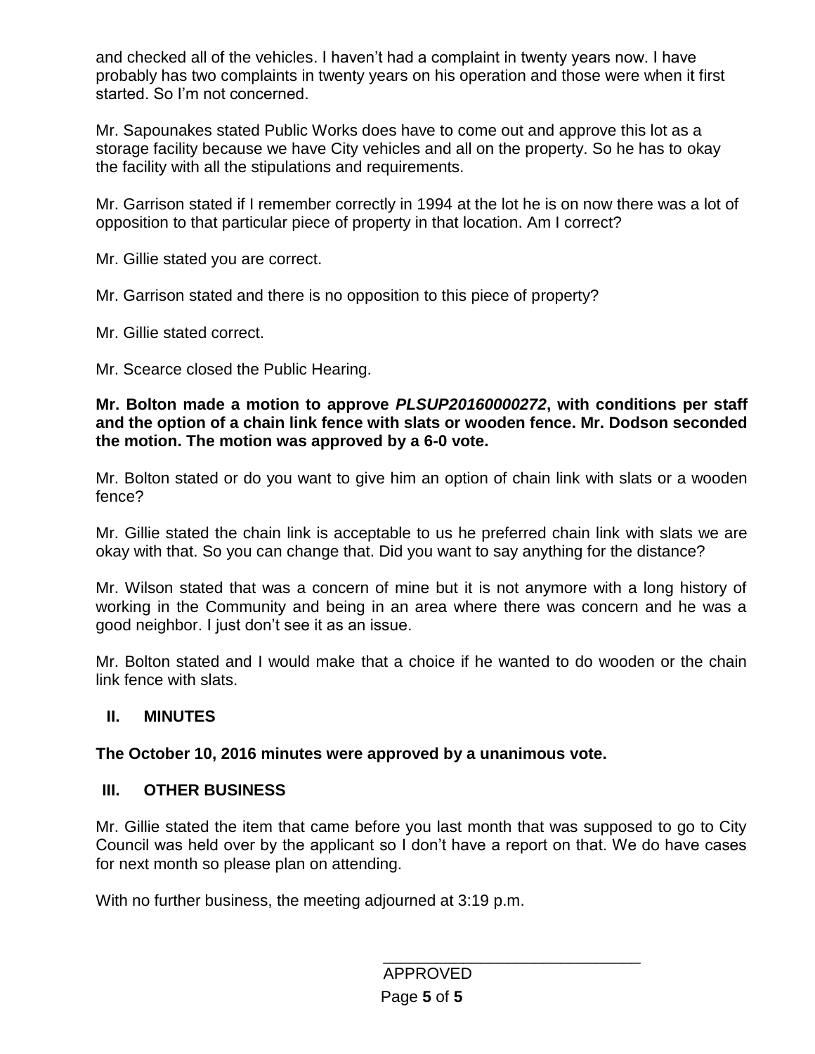and checked all of the vehicles. I haven't had a complaint in twenty years now. I have probably has two complaints in twenty years on his operation and those were when it first started. So I'm not concerned.

Mr. Sapounakes stated Public Works does have to come out and approve this lot as a storage facility because we have City vehicles and all on the property. So he has to okay the facility with all the stipulations and requirements.

Mr. Garrison stated if I remember correctly in 1994 at the lot he is on now there was a lot of opposition to that particular piece of property in that location. Am I correct?

Mr. Gillie stated you are correct.

Mr. Garrison stated and there is no opposition to this piece of property?

Mr. Gillie stated correct.

Mr. Scearce closed the Public Hearing.

**Mr. Bolton made a motion to approve *PLSUP20160000272*, with conditions per staff and the option of a chain link fence with slats or wooden fence. Mr. Dodson seconded the motion. The motion was approved by a 6-0 vote.**

Mr. Bolton stated or do you want to give him an option of chain link with slats or a wooden fence?

Mr. Gillie stated the chain link is acceptable to us he preferred chain link with slats we are okay with that. So you can change that. Did you want to say anything for the distance?

Mr. Wilson stated that was a concern of mine but it is not anymore with a long history of working in the Community and being in an area where there was concern and he was a good neighbor. I just don't see it as an issue.

Mr. Bolton stated and I would make that a choice if he wanted to do wooden or the chain link fence with slats.

## II. MINUTES

**The October 10, 2016 minutes were approved by a unanimous vote.**

## III. OTHER BUSINESS

Mr. Gillie stated the item that came before you last month that was supposed to go to City Council was held over by the applicant so I don't have a report on that. We do have cases for next month so please plan on attending.

With no further business, the meeting adjourned at 3:19 p.m.

\_\_\_\_\_\_\_\_\_\_\_\_\_\_\_\_\_\_\_\_\_\_\_\_\_\_\_\_\_\_

APPROVED